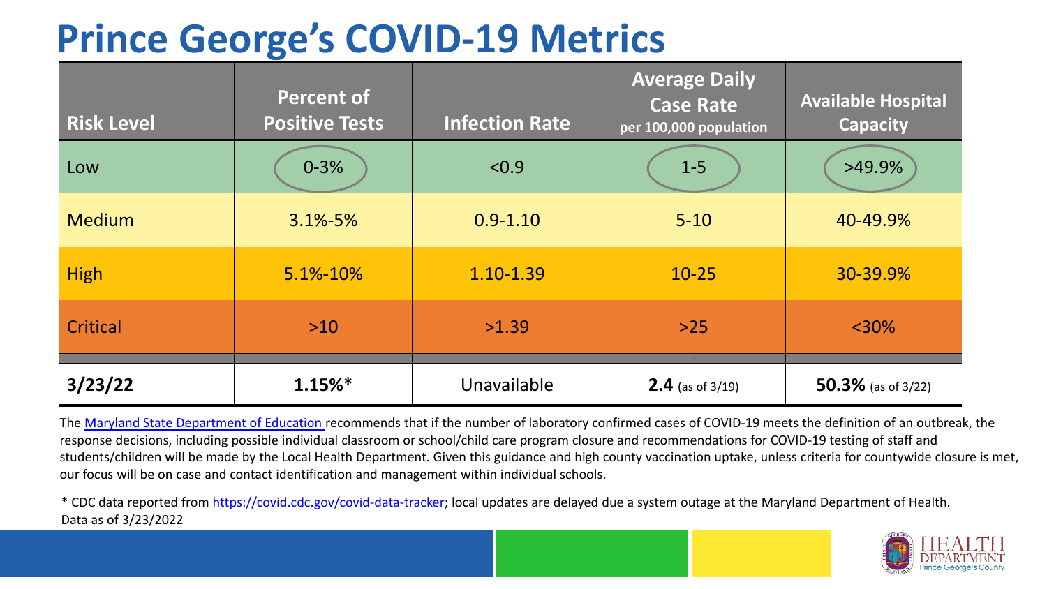# Prince George's COVID-19 Metrics

| Risk Level | Percent of Positive Tests | Infection Rate | Average Daily Case Rate per 100,000 population | Available Hospital Capacity |
|---|---|---|---|---|
| Low | 0-3% | <0.9 | 1-5 | >49.9% |
| Medium | 3.1%-5% | 0.9-1.10 | 5-10 | 40-49.9% |
| High | 5.1%-10% | 1.10-1.39 | 10-25 | 30-39.9% |
| Critical | >10 | >1.39 | >25 | <30% |
| **3/23/22** | **1.15%*** | Unavailable | **2.4** (as of 3/19) | **50.3%** (as of 3/22) |

The Maryland State Department of Education recommends that if the number of laboratory confirmed cases of COVID-19 meets the definition of an outbreak, the response decisions, including possible individual classroom or school/child care program closure and recommendations for COVID-19 testing of staff and students/children will be made by the Local Health Department. Given this guidance and high county vaccination uptake, unless criteria for countywide closure is met, our focus will be on case and contact identification and management within individual schools.

* CDC data reported from https://covid.cdc.gov/covid-data-tracker; local updates are delayed due a system outage at the Maryland Department of Health.
Data as of 3/23/2022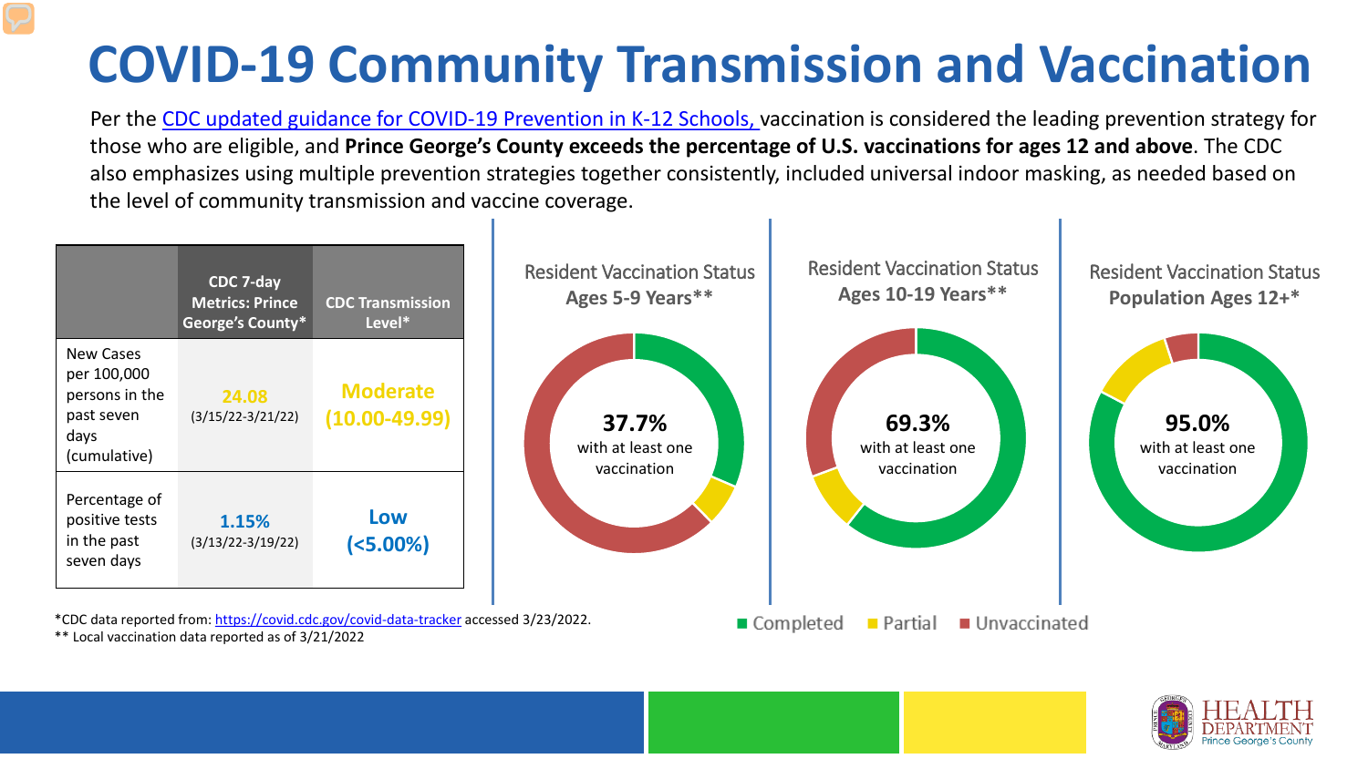# COVID-19 Community Transmission and Vaccination

Per the [CDC updated guidance for COVID-19 Prevention in K-12 Schools,](#) vaccination is considered the leading prevention strategy for those who are eligible, and **Prince George's County exceeds the percentage of U.S. vaccinations for ages 12 and above**. The CDC also emphasizes using multiple prevention strategies together consistently, included universal indoor masking, as needed based on the level of community transmission and vaccine coverage.

| | CDC 7-day Metrics: Prince George's County* | CDC Transmission Level* |
|---|---|---|
| New Cases per 100,000 persons in the past seven days (cumulative) | 24.08 (3/15/22-3/21/22) | Moderate (10.00-49.99) |
| Percentage of positive tests in the past seven days | 1.15% (3/13/22-3/19/22) | Low (<5.00%) |

**Resident Vaccination Status Ages 5-9 Years****

37.7% with at least one vaccination

**Resident Vaccination Status Ages 10-19 Years****

69.3% with at least one vaccination

**Resident Vaccination Status Population Ages 12+***

95.0% with at least one vaccination

■ Completed ■ Partial ■ Unvaccinated

*CDC data reported from: https://covid.cdc.gov/covid-data-tracker accessed 3/23/2022.
** Local vaccination data reported as of 3/21/2022

HEALTH DEPARTMENT Prince George's County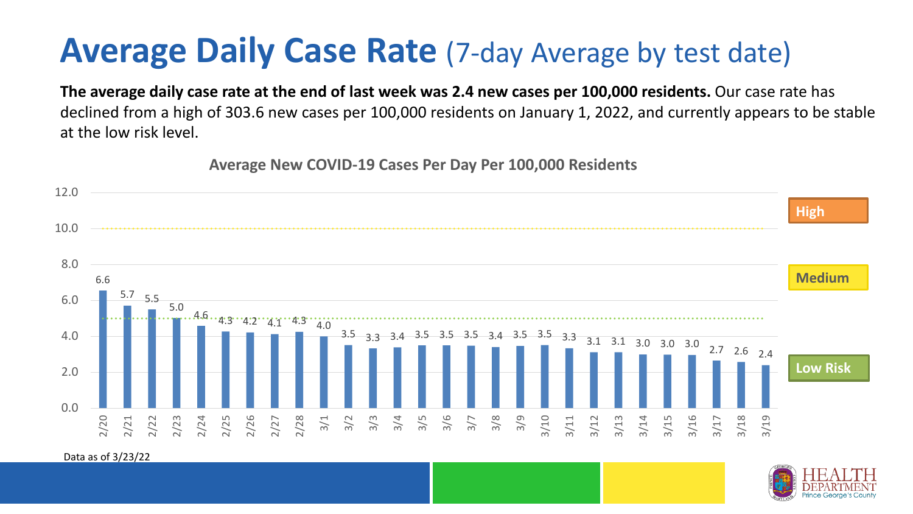# Average Daily Case Rate (7-day Average by test date)

**The average daily case rate at the end of last week was 2.4 new cases per 100,000 residents.** Our case rate has declined from a high of 303.6 new cases per 100,000 residents on January 1, 2022, and currently appears to be stable at the low risk level.

**Average New COVID-19 Cases Per Day Per 100,000 Residents**

| Date | Cases per 100,000 |
|---|---|
| 2/20 | 6.6 |
| 2/21 | 5.7 |
| 2/22 | 5.5 |
| 2/23 | 5.0 |
| 2/24 | 4.6 |
| 2/25 | 4.3 |
| 2/26 | 4.2 |
| 2/27 | 4.1 |
| 2/28 | 4.3 |
| 3/1 | 4.0 |
| 3/2 | 3.5 |
| 3/3 | 3.3 |
| 3/4 | 3.4 |
| 3/5 | 3.5 |
| 3/6 | 3.5 |
| 3/7 | 3.5 |
| 3/8 | 3.4 |
| 3/9 | 3.5 |
| 3/10 | 3.5 |
| 3/11 | 3.3 |
| 3/12 | 3.1 |
| 3/13 | 3.1 |
| 3/14 | 3.0 |
| 3/15 | 3.0 |
| 3/16 | 3.0 |
| 3/17 | 2.7 |
| 3/18 | 2.6 |
| 3/19 | 2.4 |

Risk levels: High (above 10.0), Medium (5.0–10.0), Low Risk (below 5.0)

Data as of 3/23/22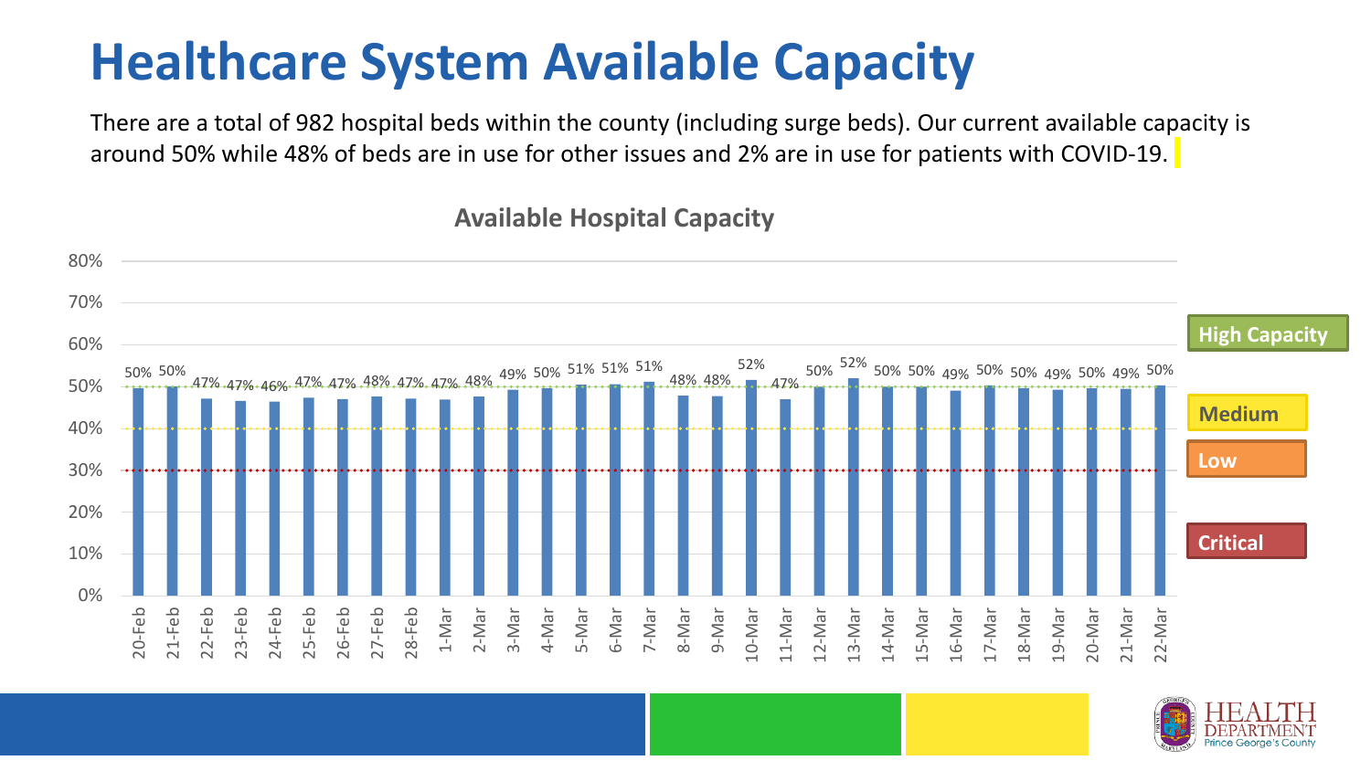# Healthcare System Available Capacity

There are a total of 982 hospital beds within the county (including surge beds). Our current available capacity is around 50% while 48% of beds are in use for other issues and 2% are in use for patients with COVID-19.

**Available Hospital Capacity**

80%
70%
60%
50%
40%
30%
20%
10%
0%

50% 50% 47% 47% 46% 47% 47% 48% 47% 47% 48% 49% 50% 51% 51% 51% 48% 48% 52% 47% 50% 52% 50% 50% 49% 50% 50% 49% 50% 49% 50%

20-Feb 21-Feb 22-Feb 23-Feb 24-Feb 25-Feb 26-Feb 27-Feb 28-Feb 1-Mar 2-Mar 3-Mar 4-Mar 5-Mar 6-Mar 7-Mar 8-Mar 9-Mar 10-Mar 11-Mar 12-Mar 13-Mar 14-Mar 15-Mar 16-Mar 17-Mar 18-Mar 19-Mar 20-Mar 21-Mar 22-Mar

High Capacity
Medium
Low
Critical